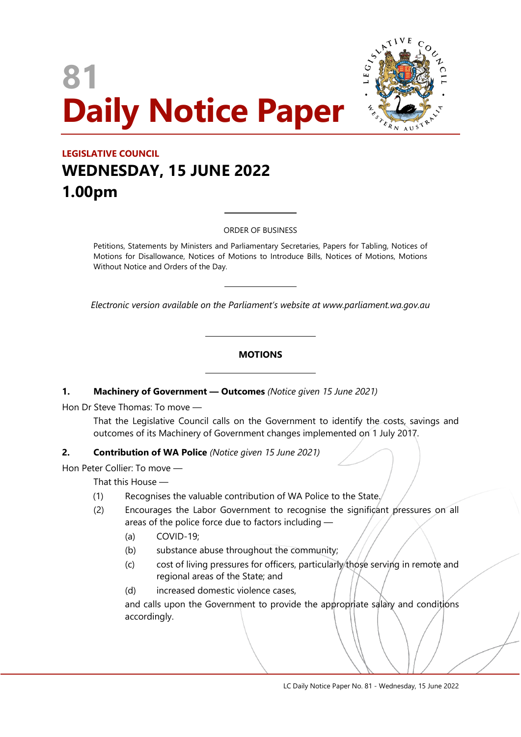# 81
# Daily Notice Paper

**LEGISLATIVE COUNCIL**

## WEDNESDAY, 15 JUNE 2022
## 1.00pm

ORDER OF BUSINESS

Petitions, Statements by Ministers and Parliamentary Secretaries, Papers for Tabling, Notices of Motions for Disallowance, Notices of Motions to Introduce Bills, Notices of Motions, Motions Without Notice and Orders of the Day.

*Electronic version available on the Parliament's website at www.parliament.wa.gov.au*

### MOTIONS

**1. Machinery of Government — Outcomes** *(Notice given 15 June 2021)*

Hon Dr Steve Thomas: To move —

That the Legislative Council calls on the Government to identify the costs, savings and outcomes of its Machinery of Government changes implemented on 1 July 2017.

**2. Contribution of WA Police** *(Notice given 15 June 2021)*

Hon Peter Collier: To move —

That this House —

(1) Recognises the valuable contribution of WA Police to the State.

(2) Encourages the Labor Government to recognise the significant pressures on all areas of the police force due to factors including —

(a) COVID-19;

(b) substance abuse throughout the community;

(c) cost of living pressures for officers, particularly those serving in remote and regional areas of the State; and

(d) increased domestic violence cases,

and calls upon the Government to provide the appropriate salary and conditions accordingly.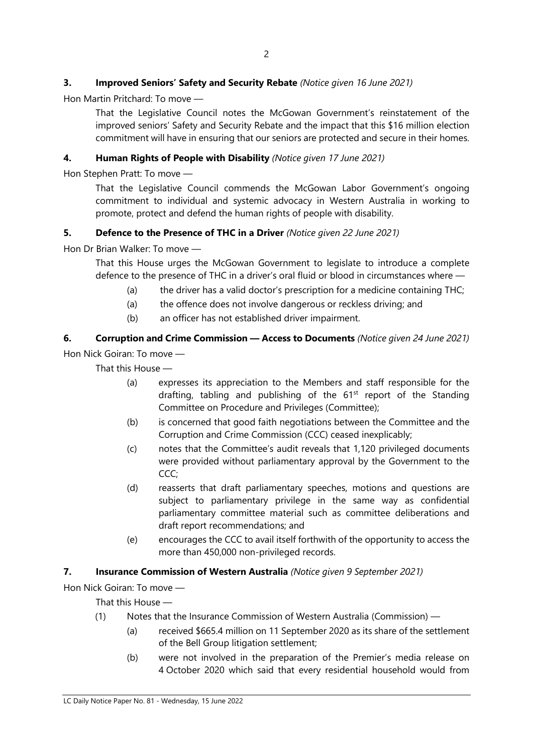**3. Improved Seniors' Safety and Security Rebate** *(Notice given 16 June 2021)*

Hon Martin Pritchard: To move —

> That the Legislative Council notes the McGowan Government's reinstatement of the improved seniors' Safety and Security Rebate and the impact that this $16 million election commitment will have in ensuring that our seniors are protected and secure in their homes.

**4. Human Rights of People with Disability** *(Notice given 17 June 2021)*

Hon Stephen Pratt: To move —

> That the Legislative Council commends the McGowan Labor Government's ongoing commitment to individual and systemic advocacy in Western Australia in working to promote, protect and defend the human rights of people with disability.

**5. Defence to the Presence of THC in a Driver** *(Notice given 22 June 2021)*

Hon Dr Brian Walker: To move —

> That this House urges the McGowan Government to legislate to introduce a complete defence to the presence of THC in a driver's oral fluid or blood in circumstances where —
>
> (a) the driver has a valid doctor's prescription for a medicine containing THC;
>
> (a) the offence does not involve dangerous or reckless driving; and
>
> (b) an officer has not established driver impairment.

**6. Corruption and Crime Commission — Access to Documents** *(Notice given 24 June 2021)*

Hon Nick Goiran: To move —

> That this House —
>
> (a) expresses its appreciation to the Members and staff responsible for the drafting, tabling and publishing of the 61st report of the Standing Committee on Procedure and Privileges (Committee);
>
> (b) is concerned that good faith negotiations between the Committee and the Corruption and Crime Commission (CCC) ceased inexplicably;
>
> (c) notes that the Committee's audit reveals that 1,120 privileged documents were provided without parliamentary approval by the Government to the CCC;
>
> (d) reasserts that draft parliamentary speeches, motions and questions are subject to parliamentary privilege in the same way as confidential parliamentary committee material such as committee deliberations and draft report recommendations; and
>
> (e) encourages the CCC to avail itself forthwith of the opportunity to access the more than 450,000 non-privileged records.

**7. Insurance Commission of Western Australia** *(Notice given 9 September 2021)*

Hon Nick Goiran: To move —

> That this House —
>
> (1) Notes that the Insurance Commission of Western Australia (Commission) —
>
> (a) received $665.4 million on 11 September 2020 as its share of the settlement of the Bell Group litigation settlement;
>
> (b) were not involved in the preparation of the Premier's media release on 4 October 2020 which said that every residential household would from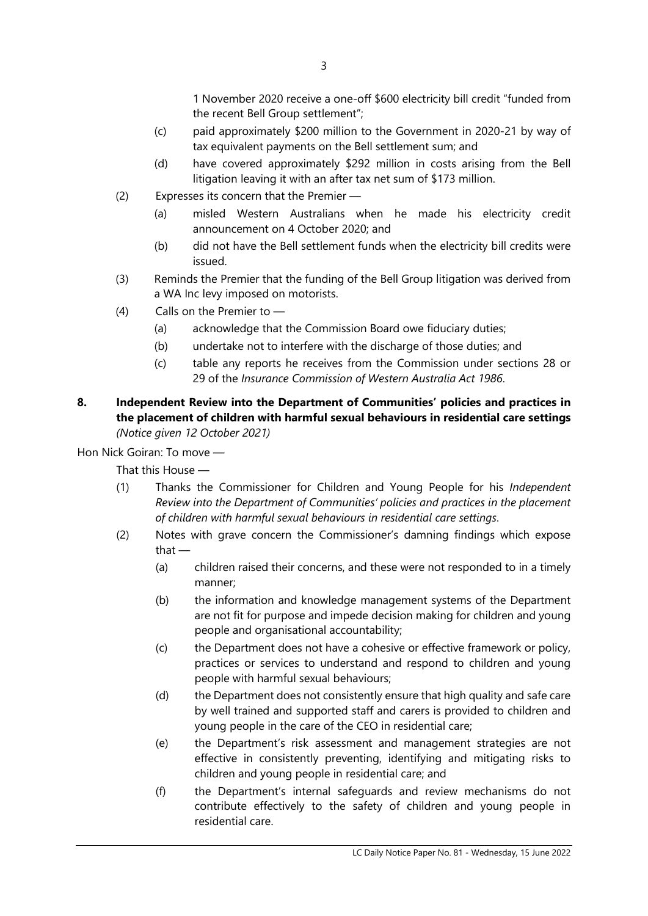1 November 2020 receive a one-off $600 electricity bill credit "funded from the recent Bell Group settlement";

(c) paid approximately $200 million to the Government in 2020-21 by way of tax equivalent payments on the Bell settlement sum; and

(d) have covered approximately $292 million in costs arising from the Bell litigation leaving it with an after tax net sum of $173 million.

(2) Expresses its concern that the Premier —

(a) misled Western Australians when he made his electricity credit announcement on 4 October 2020; and

(b) did not have the Bell settlement funds when the electricity bill credits were issued.

(3) Reminds the Premier that the funding of the Bell Group litigation was derived from a WA Inc levy imposed on motorists.

(4) Calls on the Premier to —

(a) acknowledge that the Commission Board owe fiduciary duties;

(b) undertake not to interfere with the discharge of those duties; and

(c) table any reports he receives from the Commission under sections 28 or 29 of the *Insurance Commission of Western Australia Act 1986*.

**8. Independent Review into the Department of Communities' policies and practices in the placement of children with harmful sexual behaviours in residential care settings**
*(Notice given 12 October 2021)*

Hon Nick Goiran: To move —

That this House —

(1) Thanks the Commissioner for Children and Young People for his *Independent Review into the Department of Communities' policies and practices in the placement of children with harmful sexual behaviours in residential care settings*.

(2) Notes with grave concern the Commissioner's damning findings which expose that —

(a) children raised their concerns, and these were not responded to in a timely manner;

(b) the information and knowledge management systems of the Department are not fit for purpose and impede decision making for children and young people and organisational accountability;

(c) the Department does not have a cohesive or effective framework or policy, practices or services to understand and respond to children and young people with harmful sexual behaviours;

(d) the Department does not consistently ensure that high quality and safe care by well trained and supported staff and carers is provided to children and young people in the care of the CEO in residential care;

(e) the Department's risk assessment and management strategies are not effective in consistently preventing, identifying and mitigating risks to children and young people in residential care; and

(f) the Department's internal safeguards and review mechanisms do not contribute effectively to the safety of children and young people in residential care.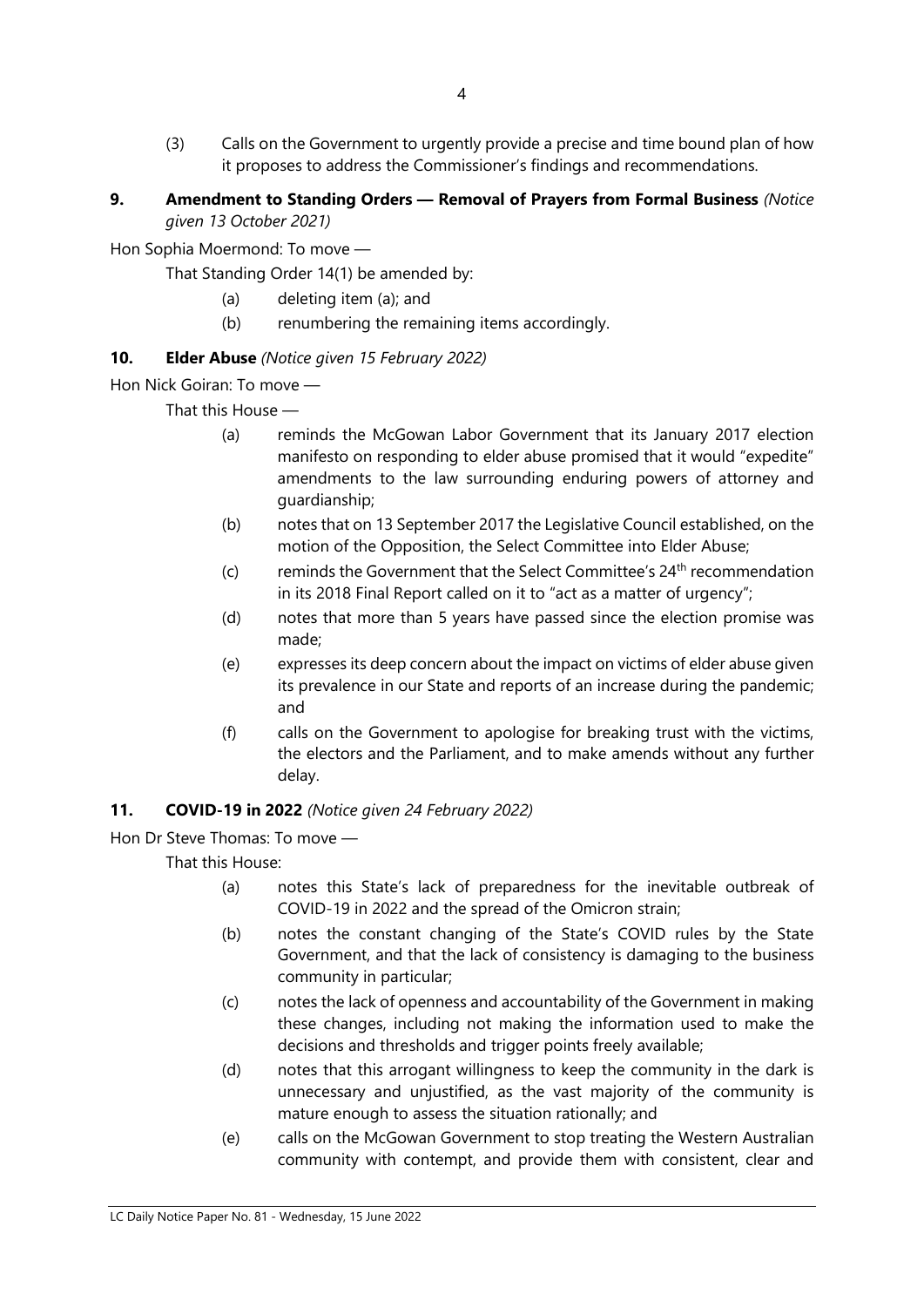(3) Calls on the Government to urgently provide a precise and time bound plan of how it proposes to address the Commissioner's findings and recommendations.

**9. Amendment to Standing Orders — Removal of Prayers from Formal Business** *(Notice given 13 October 2021)*

Hon Sophia Moermond: To move —

That Standing Order 14(1) be amended by:

(a) deleting item (a); and

(b) renumbering the remaining items accordingly.

**10. Elder Abuse** *(Notice given 15 February 2022)*

Hon Nick Goiran: To move —

That this House —

(a) reminds the McGowan Labor Government that its January 2017 election manifesto on responding to elder abuse promised that it would "expedite" amendments to the law surrounding enduring powers of attorney and guardianship;

(b) notes that on 13 September 2017 the Legislative Council established, on the motion of the Opposition, the Select Committee into Elder Abuse;

(c) reminds the Government that the Select Committee's 24th recommendation in its 2018 Final Report called on it to "act as a matter of urgency";

(d) notes that more than 5 years have passed since the election promise was made;

(e) expresses its deep concern about the impact on victims of elder abuse given its prevalence in our State and reports of an increase during the pandemic; and

(f) calls on the Government to apologise for breaking trust with the victims, the electors and the Parliament, and to make amends without any further delay.

**11. COVID-19 in 2022** *(Notice given 24 February 2022)*

Hon Dr Steve Thomas: To move —

That this House:

(a) notes this State's lack of preparedness for the inevitable outbreak of COVID-19 in 2022 and the spread of the Omicron strain;

(b) notes the constant changing of the State's COVID rules by the State Government, and that the lack of consistency is damaging to the business community in particular;

(c) notes the lack of openness and accountability of the Government in making these changes, including not making the information used to make the decisions and thresholds and trigger points freely available;

(d) notes that this arrogant willingness to keep the community in the dark is unnecessary and unjustified, as the vast majority of the community is mature enough to assess the situation rationally; and

(e) calls on the McGowan Government to stop treating the Western Australian community with contempt, and provide them with consistent, clear and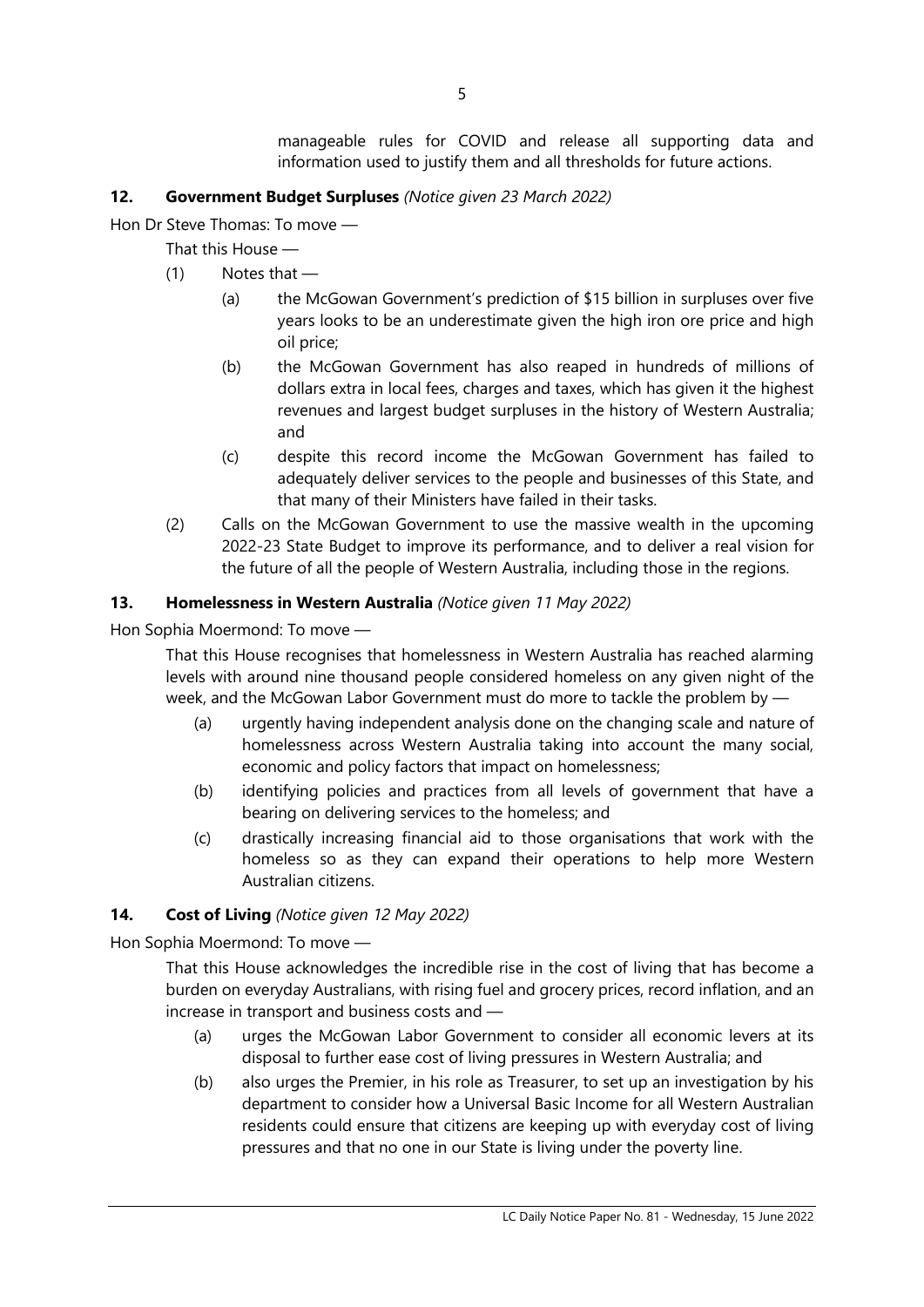manageable rules for COVID and release all supporting data and information used to justify them and all thresholds for future actions.

### 12. Government Budget Surpluses *(Notice given 23 March 2022)*

Hon Dr Steve Thomas: To move —

That this House —

(1) Notes that —

(a) the McGowan Government's prediction of $15 billion in surpluses over five years looks to be an underestimate given the high iron ore price and high oil price;

(b) the McGowan Government has also reaped in hundreds of millions of dollars extra in local fees, charges and taxes, which has given it the highest revenues and largest budget surpluses in the history of Western Australia; and

(c) despite this record income the McGowan Government has failed to adequately deliver services to the people and businesses of this State, and that many of their Ministers have failed in their tasks.

(2) Calls on the McGowan Government to use the massive wealth in the upcoming 2022-23 State Budget to improve its performance, and to deliver a real vision for the future of all the people of Western Australia, including those in the regions.

### 13. Homelessness in Western Australia *(Notice given 11 May 2022)*

Hon Sophia Moermond: To move —

That this House recognises that homelessness in Western Australia has reached alarming levels with around nine thousand people considered homeless on any given night of the week, and the McGowan Labor Government must do more to tackle the problem by —

(a) urgently having independent analysis done on the changing scale and nature of homelessness across Western Australia taking into account the many social, economic and policy factors that impact on homelessness;

(b) identifying policies and practices from all levels of government that have a bearing on delivering services to the homeless; and

(c) drastically increasing financial aid to those organisations that work with the homeless so as they can expand their operations to help more Western Australian citizens.

### 14. Cost of Living *(Notice given 12 May 2022)*

Hon Sophia Moermond: To move —

That this House acknowledges the incredible rise in the cost of living that has become a burden on everyday Australians, with rising fuel and grocery prices, record inflation, and an increase in transport and business costs and —

(a) urges the McGowan Labor Government to consider all economic levers at its disposal to further ease cost of living pressures in Western Australia; and

(b) also urges the Premier, in his role as Treasurer, to set up an investigation by his department to consider how a Universal Basic Income for all Western Australian residents could ensure that citizens are keeping up with everyday cost of living pressures and that no one in our State is living under the poverty line.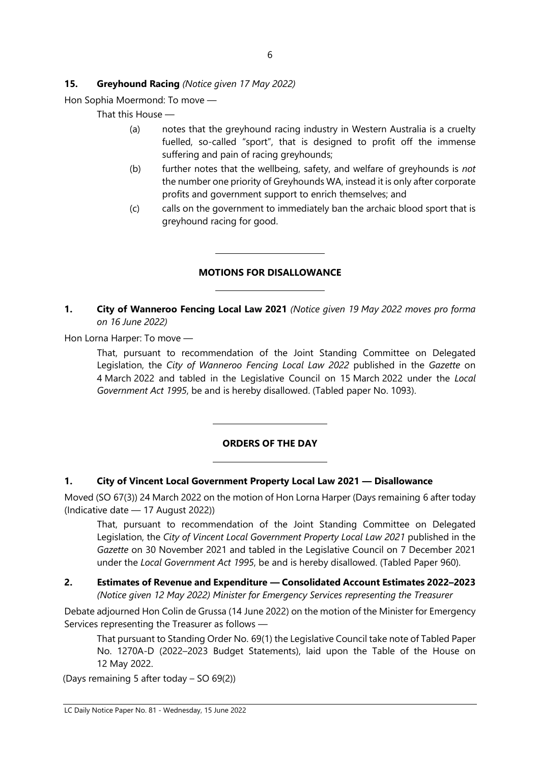**15. Greyhound Racing** *(Notice given 17 May 2022)*

Hon Sophia Moermond: To move —

That this House —

(a) notes that the greyhound racing industry in Western Australia is a cruelty fuelled, so-called "sport", that is designed to profit off the immense suffering and pain of racing greyhounds;

(b) further notes that the wellbeing, safety, and welfare of greyhounds is *not* the number one priority of Greyhounds WA, instead it is only after corporate profits and government support to enrich themselves; and

(c) calls on the government to immediately ban the archaic blood sport that is greyhound racing for good.

---

## MOTIONS FOR DISALLOWANCE

---

**1. City of Wanneroo Fencing Local Law 2021** *(Notice given 19 May 2022 moves pro forma on 16 June 2022)*

Hon Lorna Harper: To move —

That, pursuant to recommendation of the Joint Standing Committee on Delegated Legislation, the *City of Wanneroo Fencing Local Law 2022* published in the *Gazette* on 4 March 2022 and tabled in the Legislative Council on 15 March 2022 under the *Local Government Act 1995*, be and is hereby disallowed. (Tabled paper No. 1093).

---

## ORDERS OF THE DAY

---

**1. City of Vincent Local Government Property Local Law 2021 — Disallowance**

Moved (SO 67(3)) 24 March 2022 on the motion of Hon Lorna Harper (Days remaining 6 after today (Indicative date — 17 August 2022))

That, pursuant to recommendation of the Joint Standing Committee on Delegated Legislation, the *City of Vincent Local Government Property Local Law 2021* published in the *Gazette* on 30 November 2021 and tabled in the Legislative Council on 7 December 2021 under the *Local Government Act 1995*, be and is hereby disallowed. (Tabled Paper 960).

**2. Estimates of Revenue and Expenditure — Consolidated Account Estimates 2022–2023**
*(Notice given 12 May 2022) Minister for Emergency Services representing the Treasurer*

Debate adjourned Hon Colin de Grussa (14 June 2022) on the motion of the Minister for Emergency Services representing the Treasurer as follows —

That pursuant to Standing Order No. 69(1) the Legislative Council take note of Tabled Paper No. 1270A-D (2022–2023 Budget Statements), laid upon the Table of the House on 12 May 2022.

(Days remaining 5 after today – SO 69(2))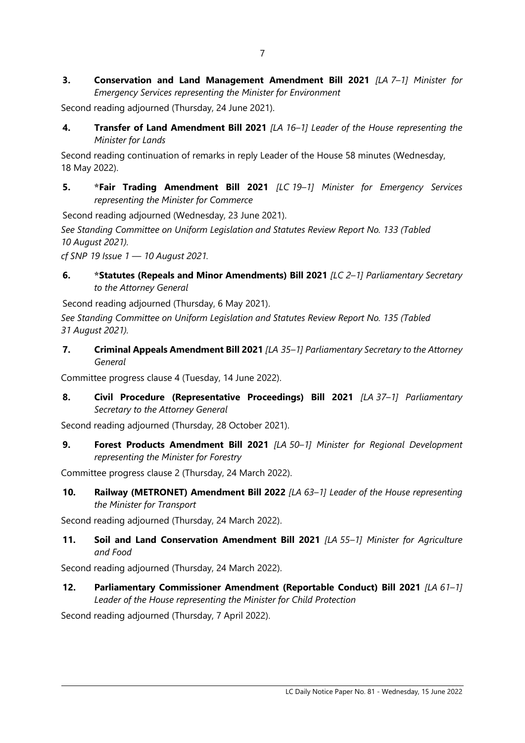**3. Conservation and Land Management Amendment Bill 2021** *[LA 7–1] Minister for Emergency Services representing the Minister for Environment*

Second reading adjourned (Thursday, 24 June 2021).

**4. Transfer of Land Amendment Bill 2021** *[LA 16–1] Leader of the House representing the Minister for Lands*

Second reading continuation of remarks in reply Leader of the House 58 minutes (Wednesday, 18 May 2022).

**5. *Fair Trading Amendment Bill 2021** *[LC 19–1] Minister for Emergency Services representing the Minister for Commerce*

Second reading adjourned (Wednesday, 23 June 2021).

*See Standing Committee on Uniform Legislation and Statutes Review Report No. 133 (Tabled 10 August 2021).*

*cf SNP 19 Issue 1 — 10 August 2021.*

**6. *Statutes (Repeals and Minor Amendments) Bill 2021** *[LC 2–1] Parliamentary Secretary to the Attorney General*

Second reading adjourned (Thursday, 6 May 2021).

*See Standing Committee on Uniform Legislation and Statutes Review Report No. 135 (Tabled 31 August 2021).*

**7. Criminal Appeals Amendment Bill 2021** *[LA 35–1] Parliamentary Secretary to the Attorney General*

Committee progress clause 4 (Tuesday, 14 June 2022).

**8. Civil Procedure (Representative Proceedings) Bill 2021** *[LA 37–1] Parliamentary Secretary to the Attorney General*

Second reading adjourned (Thursday, 28 October 2021).

**9. Forest Products Amendment Bill 2021** *[LA 50–1] Minister for Regional Development representing the Minister for Forestry*

Committee progress clause 2 (Thursday, 24 March 2022).

**10. Railway (METRONET) Amendment Bill 2022** *[LA 63–1] Leader of the House representing the Minister for Transport*

Second reading adjourned (Thursday, 24 March 2022).

**11. Soil and Land Conservation Amendment Bill 2021** *[LA 55–1] Minister for Agriculture and Food*

Second reading adjourned (Thursday, 24 March 2022).

**12. Parliamentary Commissioner Amendment (Reportable Conduct) Bill 2021** *[LA 61–1] Leader of the House representing the Minister for Child Protection*

Second reading adjourned (Thursday, 7 April 2022).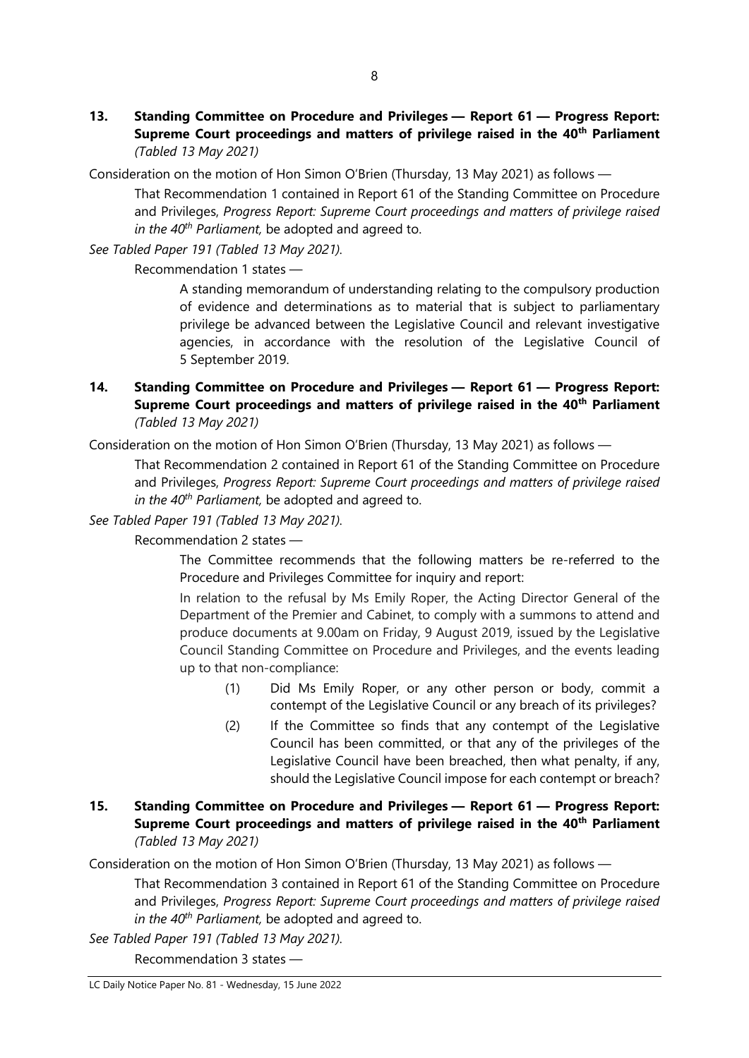**13. Standing Committee on Procedure and Privileges — Report 61 — Progress Report: Supreme Court proceedings and matters of privilege raised in the 40th Parliament** *(Tabled 13 May 2021)*

Consideration on the motion of Hon Simon O'Brien (Thursday, 13 May 2021) as follows —

> That Recommendation 1 contained in Report 61 of the Standing Committee on Procedure and Privileges, *Progress Report: Supreme Court proceedings and matters of privilege raised in the 40th Parliament,* be adopted and agreed to.

*See Tabled Paper 191 (Tabled 13 May 2021).*

> Recommendation 1 states —
>
> > A standing memorandum of understanding relating to the compulsory production of evidence and determinations as to material that is subject to parliamentary privilege be advanced between the Legislative Council and relevant investigative agencies, in accordance with the resolution of the Legislative Council of 5 September 2019.

**14. Standing Committee on Procedure and Privileges — Report 61 — Progress Report: Supreme Court proceedings and matters of privilege raised in the 40th Parliament** *(Tabled 13 May 2021)*

Consideration on the motion of Hon Simon O'Brien (Thursday, 13 May 2021) as follows —

> That Recommendation 2 contained in Report 61 of the Standing Committee on Procedure and Privileges, *Progress Report: Supreme Court proceedings and matters of privilege raised in the 40th Parliament,* be adopted and agreed to.

*See Tabled Paper 191 (Tabled 13 May 2021).*

> Recommendation 2 states —
>
> > The Committee recommends that the following matters be re-referred to the Procedure and Privileges Committee for inquiry and report:
> >
> > In relation to the refusal by Ms Emily Roper, the Acting Director General of the Department of the Premier and Cabinet, to comply with a summons to attend and produce documents at 9.00am on Friday, 9 August 2019, issued by the Legislative Council Standing Committee on Procedure and Privileges, and the events leading up to that non-compliance:
> >
> > (1) Did Ms Emily Roper, or any other person or body, commit a contempt of the Legislative Council or any breach of its privileges?
> >
> > (2) If the Committee so finds that any contempt of the Legislative Council has been committed, or that any of the privileges of the Legislative Council have been breached, then what penalty, if any, should the Legislative Council impose for each contempt or breach?

**15. Standing Committee on Procedure and Privileges — Report 61 — Progress Report: Supreme Court proceedings and matters of privilege raised in the 40th Parliament** *(Tabled 13 May 2021)*

Consideration on the motion of Hon Simon O'Brien (Thursday, 13 May 2021) as follows —

> That Recommendation 3 contained in Report 61 of the Standing Committee on Procedure and Privileges, *Progress Report: Supreme Court proceedings and matters of privilege raised in the 40th Parliament,* be adopted and agreed to.

*See Tabled Paper 191 (Tabled 13 May 2021).*

> Recommendation 3 states —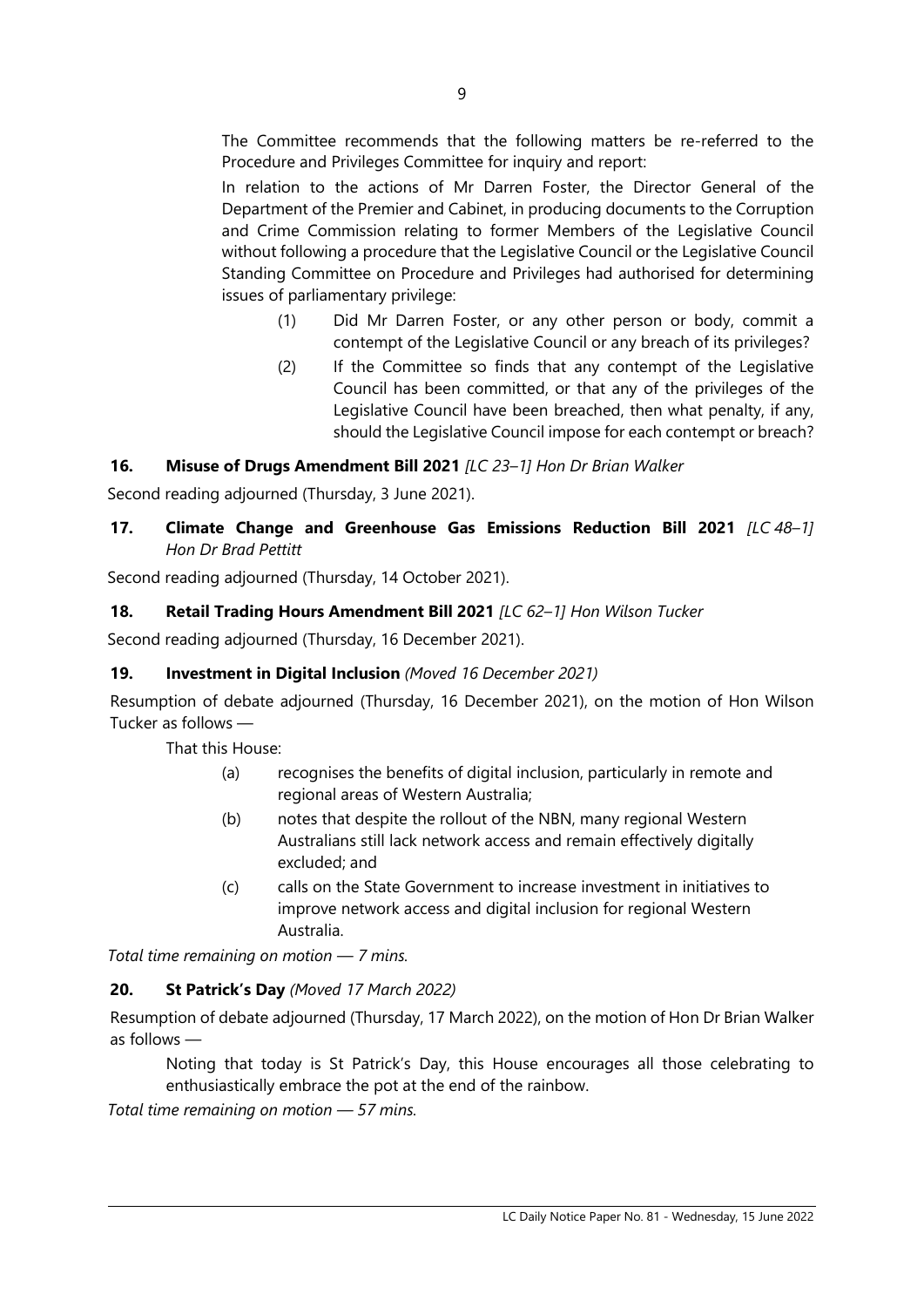The Committee recommends that the following matters be re-referred to the Procedure and Privileges Committee for inquiry and report:

In relation to the actions of Mr Darren Foster, the Director General of the Department of the Premier and Cabinet, in producing documents to the Corruption and Crime Commission relating to former Members of the Legislative Council without following a procedure that the Legislative Council or the Legislative Council Standing Committee on Procedure and Privileges had authorised for determining issues of parliamentary privilege:

(1) Did Mr Darren Foster, or any other person or body, commit a contempt of the Legislative Council or any breach of its privileges?

(2) If the Committee so finds that any contempt of the Legislative Council has been committed, or that any of the privileges of the Legislative Council have been breached, then what penalty, if any, should the Legislative Council impose for each contempt or breach?

### 16. Misuse of Drugs Amendment Bill 2021 *[LC 23–1] Hon Dr Brian Walker*

Second reading adjourned (Thursday, 3 June 2021).

### 17. Climate Change and Greenhouse Gas Emissions Reduction Bill 2021 *[LC 48–1] Hon Dr Brad Pettitt*

Second reading adjourned (Thursday, 14 October 2021).

### 18. Retail Trading Hours Amendment Bill 2021 *[LC 62–1] Hon Wilson Tucker*

Second reading adjourned (Thursday, 16 December 2021).

### 19. Investment in Digital Inclusion *(Moved 16 December 2021)*

Resumption of debate adjourned (Thursday, 16 December 2021), on the motion of Hon Wilson Tucker as follows —

That this House:

(a) recognises the benefits of digital inclusion, particularly in remote and regional areas of Western Australia;

(b) notes that despite the rollout of the NBN, many regional Western Australians still lack network access and remain effectively digitally excluded; and

(c) calls on the State Government to increase investment in initiatives to improve network access and digital inclusion for regional Western Australia.

*Total time remaining on motion — 7 mins.*

### 20. St Patrick's Day *(Moved 17 March 2022)*

Resumption of debate adjourned (Thursday, 17 March 2022), on the motion of Hon Dr Brian Walker as follows —

Noting that today is St Patrick's Day, this House encourages all those celebrating to enthusiastically embrace the pot at the end of the rainbow.

*Total time remaining on motion — 57 mins.*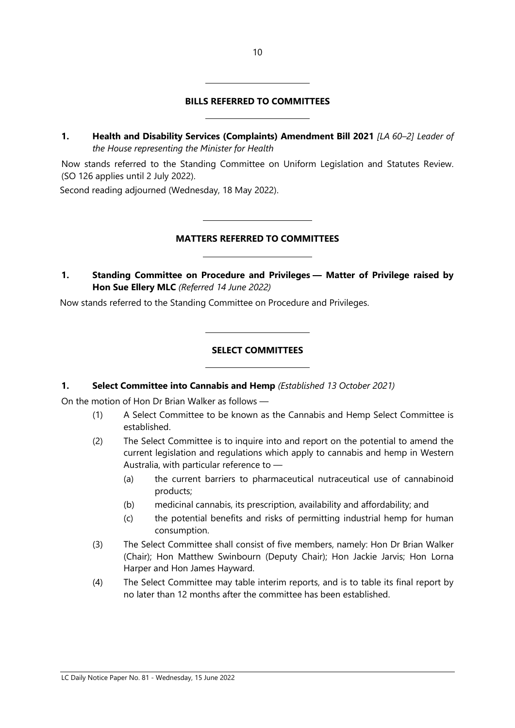## BILLS REFERRED TO COMMITTEES

**1. Health and Disability Services (Complaints) Amendment Bill 2021** *[LA 60–2] Leader of the House representing the Minister for Health*

Now stands referred to the Standing Committee on Uniform Legislation and Statutes Review. (SO 126 applies until 2 July 2022).

Second reading adjourned (Wednesday, 18 May 2022).

## MATTERS REFERRED TO COMMITTEES

**1. Standing Committee on Procedure and Privileges — Matter of Privilege raised by Hon Sue Ellery MLC** *(Referred 14 June 2022)*

Now stands referred to the Standing Committee on Procedure and Privileges.

## SELECT COMMITTEES

**1. Select Committee into Cannabis and Hemp** *(Established 13 October 2021)*

On the motion of Hon Dr Brian Walker as follows —

(1) A Select Committee to be known as the Cannabis and Hemp Select Committee is established.

(2) The Select Committee is to inquire into and report on the potential to amend the current legislation and regulations which apply to cannabis and hemp in Western Australia, with particular reference to —

   (a) the current barriers to pharmaceutical nutraceutical use of cannabinoid products;

   (b) medicinal cannabis, its prescription, availability and affordability; and

   (c) the potential benefits and risks of permitting industrial hemp for human consumption.

(3) The Select Committee shall consist of five members, namely: Hon Dr Brian Walker (Chair); Hon Matthew Swinbourn (Deputy Chair); Hon Jackie Jarvis; Hon Lorna Harper and Hon James Hayward.

(4) The Select Committee may table interim reports, and is to table its final report by no later than 12 months after the committee has been established.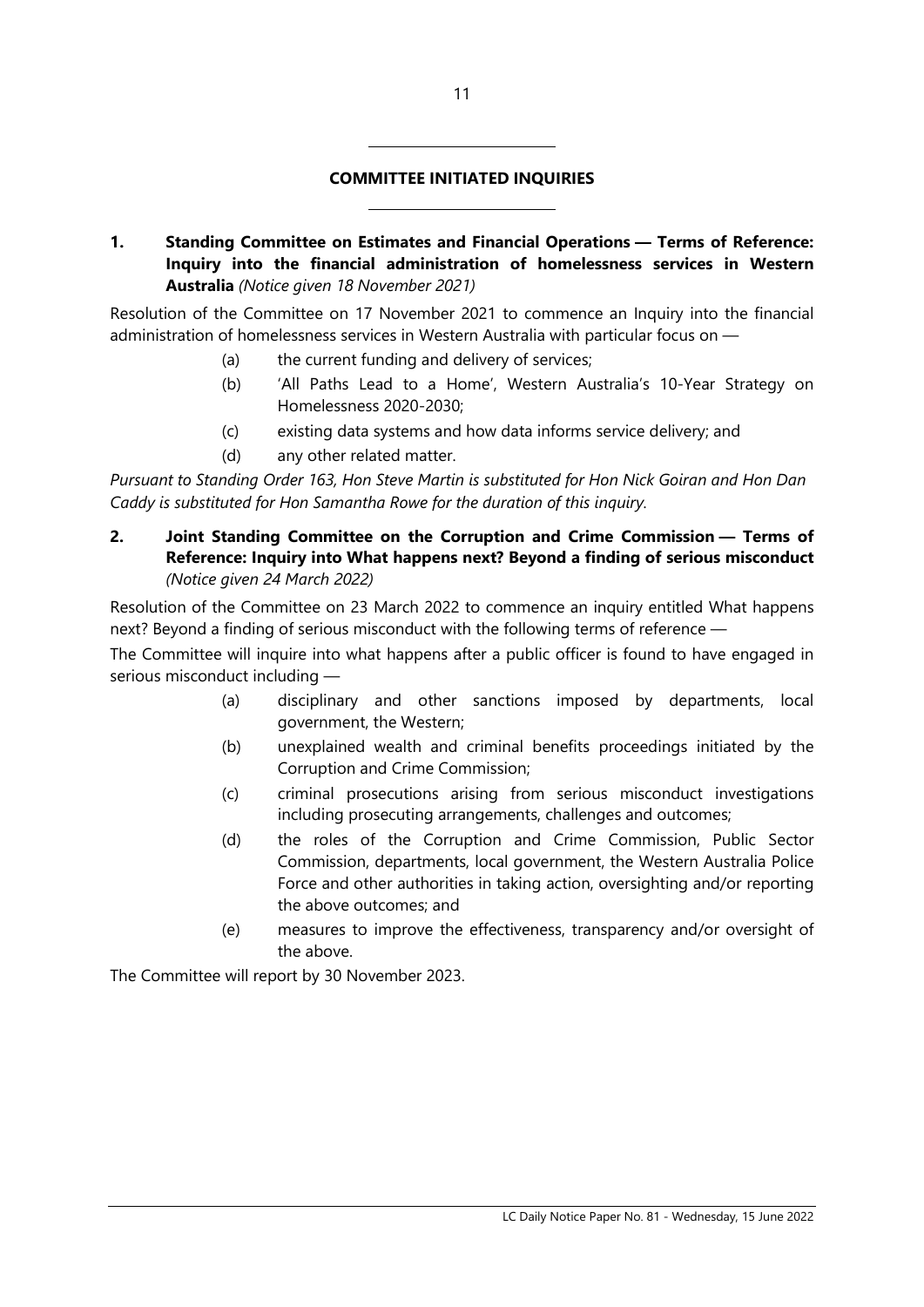## COMMITTEE INITIATED INQUIRIES

**1. Standing Committee on Estimates and Financial Operations — Terms of Reference: Inquiry into the financial administration of homelessness services in Western Australia** *(Notice given 18 November 2021)*

Resolution of the Committee on 17 November 2021 to commence an Inquiry into the financial administration of homelessness services in Western Australia with particular focus on —

(a) the current funding and delivery of services;

(b) 'All Paths Lead to a Home', Western Australia's 10-Year Strategy on Homelessness 2020-2030;

(c) existing data systems and how data informs service delivery; and

(d) any other related matter.

*Pursuant to Standing Order 163, Hon Steve Martin is substituted for Hon Nick Goiran and Hon Dan Caddy is substituted for Hon Samantha Rowe for the duration of this inquiry.*

**2. Joint Standing Committee on the Corruption and Crime Commission — Terms of Reference: Inquiry into What happens next? Beyond a finding of serious misconduct** *(Notice given 24 March 2022)*

Resolution of the Committee on 23 March 2022 to commence an inquiry entitled What happens next? Beyond a finding of serious misconduct with the following terms of reference —

The Committee will inquire into what happens after a public officer is found to have engaged in serious misconduct including —

(a) disciplinary and other sanctions imposed by departments, local government, the Western;

(b) unexplained wealth and criminal benefits proceedings initiated by the Corruption and Crime Commission;

(c) criminal prosecutions arising from serious misconduct investigations including prosecuting arrangements, challenges and outcomes;

(d) the roles of the Corruption and Crime Commission, Public Sector Commission, departments, local government, the Western Australia Police Force and other authorities in taking action, oversighting and/or reporting the above outcomes; and

(e) measures to improve the effectiveness, transparency and/or oversight of the above.

The Committee will report by 30 November 2023.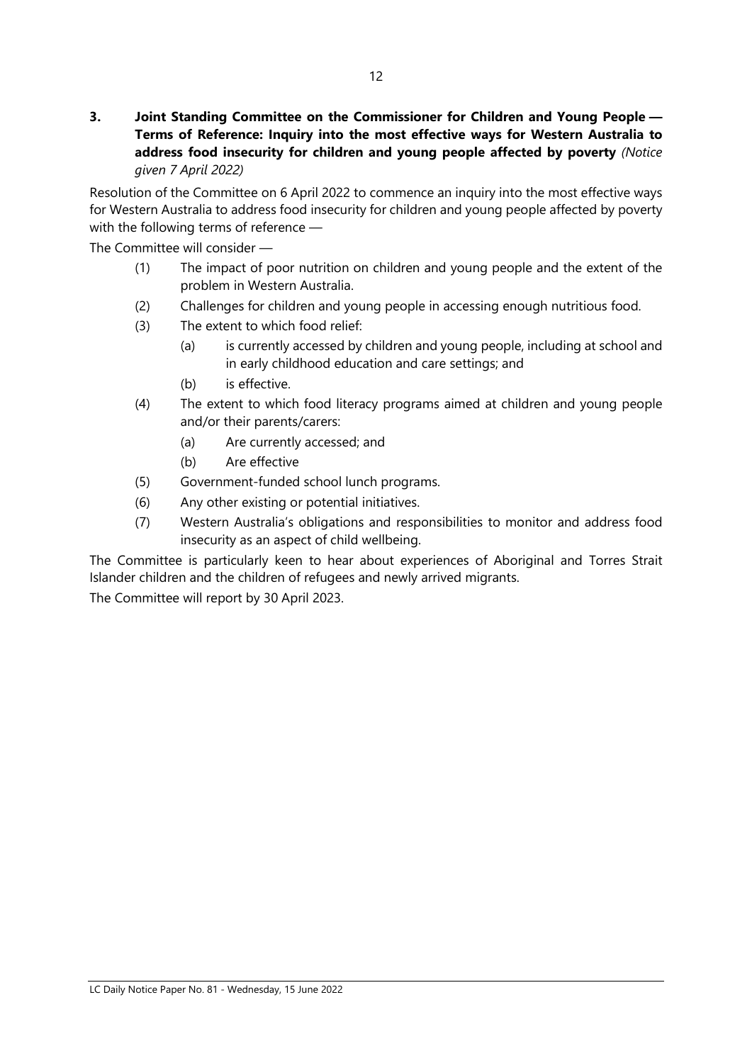**3. Joint Standing Committee on the Commissioner for Children and Young People — Terms of Reference: Inquiry into the most effective ways for Western Australia to address food insecurity for children and young people affected by poverty** *(Notice given 7 April 2022)*

Resolution of the Committee on 6 April 2022 to commence an inquiry into the most effective ways for Western Australia to address food insecurity for children and young people affected by poverty with the following terms of reference —

The Committee will consider —

(1) The impact of poor nutrition on children and young people and the extent of the problem in Western Australia.

(2) Challenges for children and young people in accessing enough nutritious food.

(3) The extent to which food relief:

  (a) is currently accessed by children and young people, including at school and in early childhood education and care settings; and

  (b) is effective.

(4) The extent to which food literacy programs aimed at children and young people and/or their parents/carers:

  (a) Are currently accessed; and

  (b) Are effective

(5) Government-funded school lunch programs.

(6) Any other existing or potential initiatives.

(7) Western Australia's obligations and responsibilities to monitor and address food insecurity as an aspect of child wellbeing.

The Committee is particularly keen to hear about experiences of Aboriginal and Torres Strait Islander children and the children of refugees and newly arrived migrants.

The Committee will report by 30 April 2023.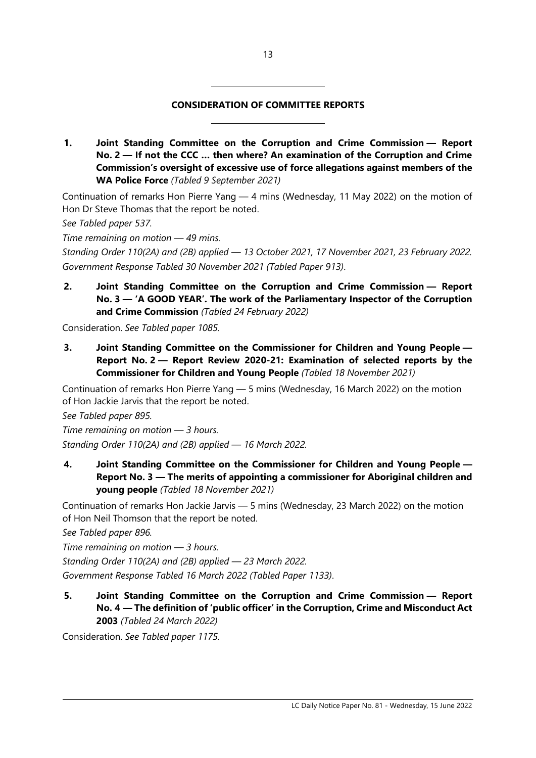## CONSIDERATION OF COMMITTEE REPORTS

**1. Joint Standing Committee on the Corruption and Crime Commission — Report No. 2 — If not the CCC … then where? An examination of the Corruption and Crime Commission's oversight of excessive use of force allegations against members of the WA Police Force** *(Tabled 9 September 2021)*

Continuation of remarks Hon Pierre Yang — 4 mins (Wednesday, 11 May 2022) on the motion of Hon Dr Steve Thomas that the report be noted.

*See Tabled paper 537.*

*Time remaining on motion — 49 mins.*

*Standing Order 110(2A) and (2B) applied — 13 October 2021, 17 November 2021, 23 February 2022.*

*Government Response Tabled 30 November 2021 (Tabled Paper 913).*

**2. Joint Standing Committee on the Corruption and Crime Commission — Report No. 3 — 'A GOOD YEAR'. The work of the Parliamentary Inspector of the Corruption and Crime Commission** *(Tabled 24 February 2022)*

Consideration. *See Tabled paper 1085.*

**3. Joint Standing Committee on the Commissioner for Children and Young People — Report No. 2 — Report Review 2020-21: Examination of selected reports by the Commissioner for Children and Young People** *(Tabled 18 November 2021)*

Continuation of remarks Hon Pierre Yang — 5 mins (Wednesday, 16 March 2022) on the motion of Hon Jackie Jarvis that the report be noted.

*See Tabled paper 895.*

*Time remaining on motion — 3 hours.*

*Standing Order 110(2A) and (2B) applied — 16 March 2022.*

**4. Joint Standing Committee on the Commissioner for Children and Young People — Report No. 3 — The merits of appointing a commissioner for Aboriginal children and young people** *(Tabled 18 November 2021)*

Continuation of remarks Hon Jackie Jarvis — 5 mins (Wednesday, 23 March 2022) on the motion of Hon Neil Thomson that the report be noted.

*See Tabled paper 896.*

*Time remaining on motion — 3 hours.*

*Standing Order 110(2A) and (2B) applied — 23 March 2022.*

*Government Response Tabled 16 March 2022 (Tabled Paper 1133).*

**5. Joint Standing Committee on the Corruption and Crime Commission — Report No. 4 — The definition of 'public officer' in the Corruption, Crime and Misconduct Act 2003** *(Tabled 24 March 2022)*

Consideration. *See Tabled paper 1175.*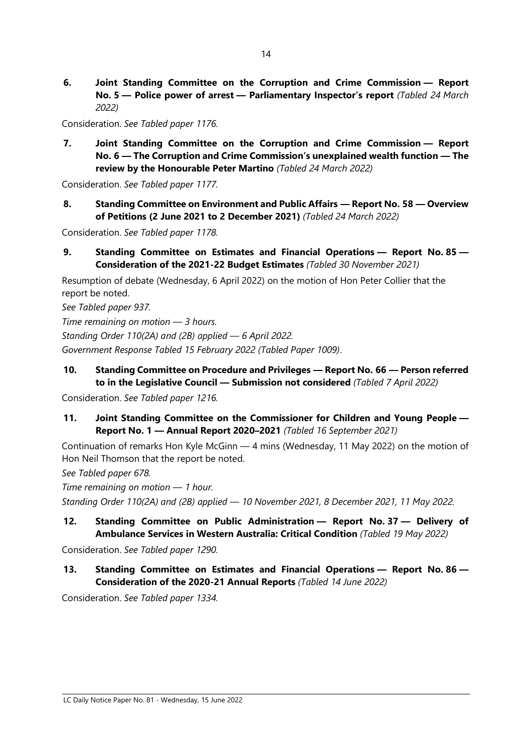**6. Joint Standing Committee on the Corruption and Crime Commission — Report No. 5 — Police power of arrest — Parliamentary Inspector's report** *(Tabled 24 March 2022)*

Consideration. *See Tabled paper 1176.*

**7. Joint Standing Committee on the Corruption and Crime Commission — Report No. 6 — The Corruption and Crime Commission's unexplained wealth function — The review by the Honourable Peter Martino** *(Tabled 24 March 2022)*

Consideration. *See Tabled paper 1177.*

**8. Standing Committee on Environment and Public Affairs — Report No. 58 — Overview of Petitions (2 June 2021 to 2 December 2021)** *(Tabled 24 March 2022)*

Consideration. *See Tabled paper 1178.*

**9. Standing Committee on Estimates and Financial Operations — Report No. 85 — Consideration of the 2021-22 Budget Estimates** *(Tabled 30 November 2021)*

Resumption of debate (Wednesday, 6 April 2022) on the motion of Hon Peter Collier that the report be noted.

*See Tabled paper 937.*

*Time remaining on motion — 3 hours.*

*Standing Order 110(2A) and (2B) applied — 6 April 2022.*

*Government Response Tabled 15 February 2022 (Tabled Paper 1009)*.

**10. Standing Committee on Procedure and Privileges — Report No. 66 — Person referred to in the Legislative Council — Submission not considered** *(Tabled 7 April 2022)*

Consideration. *See Tabled paper 1216.*

**11. Joint Standing Committee on the Commissioner for Children and Young People — Report No. 1 — Annual Report 2020–2021** *(Tabled 16 September 2021)*

Continuation of remarks Hon Kyle McGinn — 4 mins (Wednesday, 11 May 2022) on the motion of Hon Neil Thomson that the report be noted.

*See Tabled paper 678.*

*Time remaining on motion — 1 hour.*

*Standing Order 110(2A) and (2B) applied — 10 November 2021, 8 December 2021, 11 May 2022.*

**12. Standing Committee on Public Administration — Report No. 37 — Delivery of Ambulance Services in Western Australia: Critical Condition** *(Tabled 19 May 2022)*

Consideration. *See Tabled paper 1290.*

**13. Standing Committee on Estimates and Financial Operations — Report No. 86 — Consideration of the 2020-21 Annual Reports** *(Tabled 14 June 2022)*

Consideration. *See Tabled paper 1334.*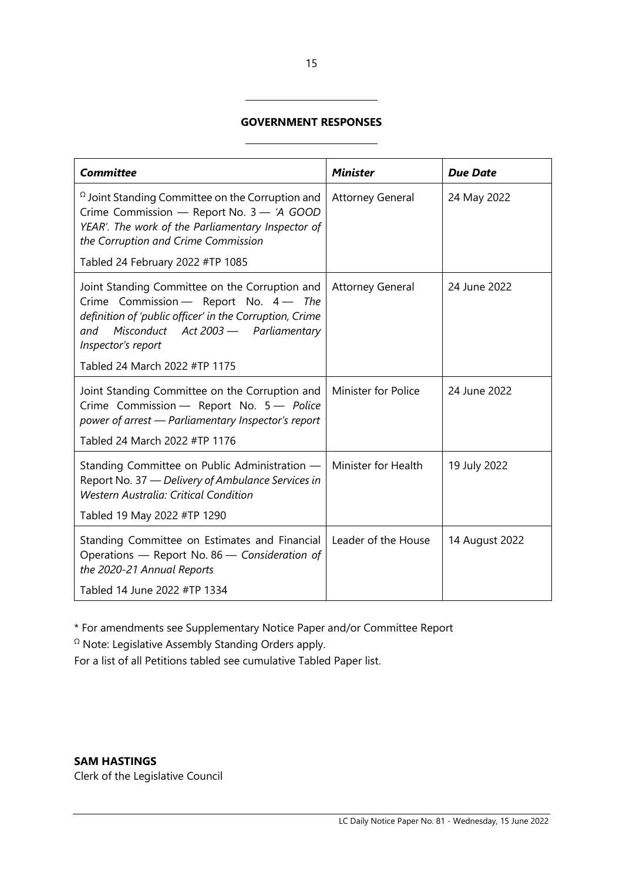## GOVERNMENT RESPONSES

| *Committee* | *Minister* | *Due Date* |
|---|---|---|
| Ω Joint Standing Committee on the Corruption and Crime Commission — Report No. 3 — *'A GOOD YEAR'. The work of the Parliamentary Inspector of the Corruption and Crime Commission*<br>Tabled 24 February 2022 #TP 1085 | Attorney General | 24 May 2022 |
| Joint Standing Committee on the Corruption and Crime Commission — Report No. 4 — *The definition of 'public officer' in the Corruption, Crime and Misconduct Act 2003 — Parliamentary Inspector's report*<br>Tabled 24 March 2022 #TP 1175 | Attorney General | 24 June 2022 |
| Joint Standing Committee on the Corruption and Crime Commission — Report No. 5 — *Police power of arrest — Parliamentary Inspector's report*<br>Tabled 24 March 2022 #TP 1176 | Minister for Police | 24 June 2022 |
| Standing Committee on Public Administration — Report No. 37 — *Delivery of Ambulance Services in Western Australia: Critical Condition*<br>Tabled 19 May 2022 #TP 1290 | Minister for Health | 19 July 2022 |
| Standing Committee on Estimates and Financial Operations — Report No. 86 — *Consideration of the 2020-21 Annual Reports*<br>Tabled 14 June 2022 #TP 1334 | Leader of the House | 14 August 2022 |

* For amendments see Supplementary Notice Paper and/or Committee Report

Ω Note: Legislative Assembly Standing Orders apply.

For a list of all Petitions tabled see cumulative Tabled Paper list.

**SAM HASTINGS**
Clerk of the Legislative Council